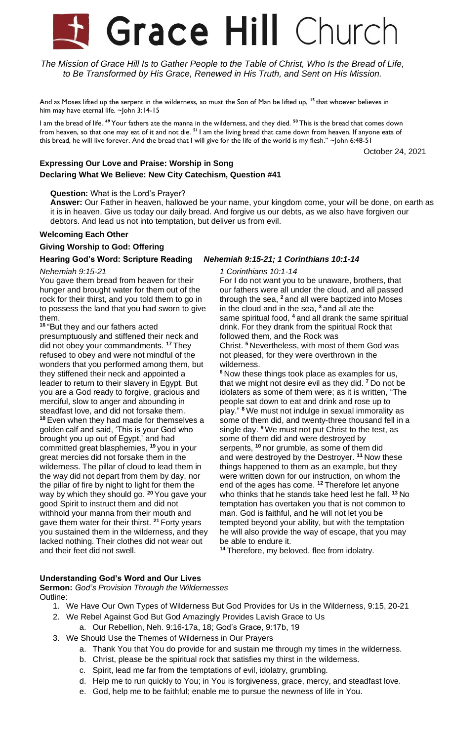# Grace Hill Church

*The Mission of Grace Hill Is to Gather People to the Table of Christ, Who Is the Bread of Life, to Be Transformed by His Grace, Renewed in His Truth, and Sent on His Mission.*

And as Moses lifted up the serpent in the wilderness, so must the Son of Man be lifted up, [15] that whoever believes in him may have eternal life. ~John 3:14-15

I am the bread of life. [49] Your fathers ate the manna in the wilderness, and they died. [50] This is the bread that comes down from heaven, so that one may eat of it and not die. [51] I am the living bread that came down from heaven. If anyone eats of this bread, he will live forever. And the bread that I will give for the life of the world is my flesh." ~John 6:48-51

October 24, 2021

### Expressing Our Love and Praise: Worship in Song

### Declaring What We Believe: New City Catechism, Question #41

**Question:** What is the Lord's Prayer?

**Answer:** Our Father in heaven, hallowed be your name, your kingdom come, your will be done, on earth as it is in heaven. Give us today our daily bread. And forgive us our debts, as we also have forgiven our debtors. And lead us not into temptation, but deliver us from evil.

### Welcoming Each Other

### Giving Worship to God: Offering

### Hearing God's Word: Scripture Reading *Nehemiah 9:15-21; 1 Corinthians 10:1-14*

*Nehemiah 9:15-21*

You gave them bread from heaven for their hunger and brought water for them out of the rock for their thirst, and you told them to go in to possess the land that you had sworn to give them.

[16] "But they and our fathers acted presumptuously and stiffened their neck and did not obey your commandments. [17] They refused to obey and were not mindful of the wonders that you performed among them, but they stiffened their neck and appointed a leader to return to their slavery in Egypt. But you are a God ready to forgive, gracious and merciful, slow to anger and abounding in steadfast love, and did not forsake them. [18] Even when they had made for themselves a golden calf and said, 'This is your God who brought you up out of Egypt,' and had committed great blasphemies, [19] you in your great mercies did not forsake them in the wilderness. The pillar of cloud to lead them in the way did not depart from them by day, nor the pillar of fire by night to light for them the way by which they should go. [20] You gave your good Spirit to instruct them and did not withhold your manna from their mouth and gave them water for their thirst. [21] Forty years you sustained them in the wilderness, and they lacked nothing. Their clothes did not wear out and their feet did not swell.

*1 Corinthians 10:1-14*

For I do not want you to be unaware, brothers, that our fathers were all under the cloud, and all passed through the sea, [2] and all were baptized into Moses in the cloud and in the sea, [3] and all ate the same spiritual food, [4] and all drank the same spiritual drink. For they drank from the spiritual Rock that followed them, and the Rock was Christ. [5] Nevertheless, with most of them God was not pleased, for they were overthrown in the wilderness.

[6] Now these things took place as examples for us, that we might not desire evil as they did. [7] Do not be idolaters as some of them were; as it is written, "The people sat down to eat and drink and rose up to play." [8] We must not indulge in sexual immorality as some of them did, and twenty-three thousand fell in a single day. [9] We must not put Christ to the test, as some of them did and were destroyed by serpents, [10] nor grumble, as some of them did and were destroyed by the Destroyer. [11] Now these things happened to them as an example, but they were written down for our instruction, on whom the end of the ages has come. [12] Therefore let anyone who thinks that he stands take heed lest he fall. [13] No temptation has overtaken you that is not common to man. God is faithful, and he will not let you be tempted beyond your ability, but with the temptation he will also provide the way of escape, that you may be able to endure it.

[14] Therefore, my beloved, flee from idolatry.

### Understanding God's Word and Our Lives

**Sermon:** *God's Provision Through the Wildernesses*

Outline:

1. We Have Our Own Types of Wilderness But God Provides for Us in the Wilderness, 9:15, 20-21
2. We Rebel Against God But God Amazingly Provides Lavish Grace to Us
   a. Our Rebellion, Neh. 9:16-17a, 18; God's Grace, 9:17b, 19
3. We Should Use the Themes of Wilderness in Our Prayers
   a. Thank You that You do provide for and sustain me through my times in the wilderness.
   b. Christ, please be the spiritual rock that satisfies my thirst in the wilderness.
   c. Spirit, lead me far from the temptations of evil, idolatry, grumbling.
   d. Help me to run quickly to You; in You is forgiveness, grace, mercy, and steadfast love.
   e. God, help me to be faithful; enable me to pursue the newness of life in You.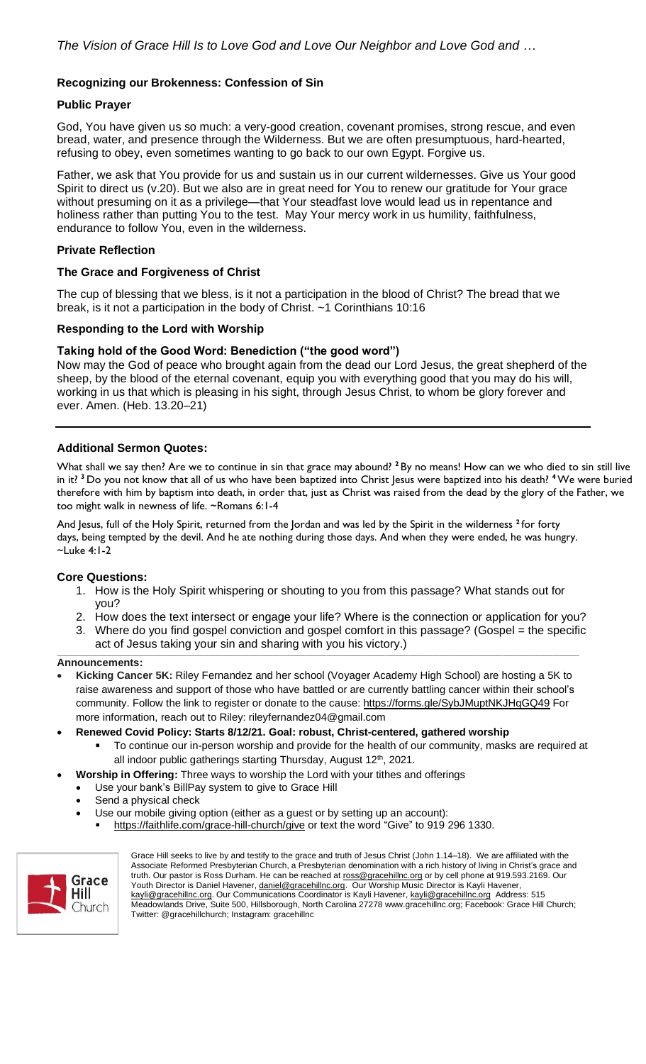*The Vision of Grace Hill Is to Love God and Love Our Neighbor and Love God and …*

**Recognizing our Brokenness: Confession of Sin**

**Public Prayer**

God, You have given us so much: a very-good creation, covenant promises, strong rescue, and even bread, water, and presence through the Wilderness. But we are often presumptuous, hard-hearted, refusing to obey, even sometimes wanting to go back to our own Egypt. Forgive us.

Father, we ask that You provide for us and sustain us in our current wildernesses. Give us Your good Spirit to direct us (v.20). But we also are in great need for You to renew our gratitude for Your grace without presuming on it as a privilege—that Your steadfast love would lead us in repentance and holiness rather than putting You to the test. May Your mercy work in us humility, faithfulness, endurance to follow You, even in the wilderness.

**Private Reflection**

**The Grace and Forgiveness of Christ**

The cup of blessing that we bless, is it not a participation in the blood of Christ? The bread that we break, is it not a participation in the body of Christ. ~1 Corinthians 10:16

**Responding to the Lord with Worship**

**Taking hold of the Good Word: Benediction ("the good word")**

Now may the God of peace who brought again from the dead our Lord Jesus, the great shepherd of the sheep, by the blood of the eternal covenant, equip you with everything good that you may do his will, working in us that which is pleasing in his sight, through Jesus Christ, to whom be glory forever and ever. Amen. (Heb. 13.20–21)

---

**Additional Sermon Quotes:**

What shall we say then? Are we to continue in sin that grace may abound? [2] By no means! How can we who died to sin still live in it? [3] Do you not know that all of us who have been baptized into Christ Jesus were baptized into his death? [4] We were buried therefore with him by baptism into death, in order that, just as Christ was raised from the dead by the glory of the Father, we too might walk in newness of life. ~Romans 6:1-4

And Jesus, full of the Holy Spirit, returned from the Jordan and was led by the Spirit in the wilderness [2] for forty days, being tempted by the devil. And he ate nothing during those days. And when they were ended, he was hungry. ~Luke 4:1-2

**Core Questions:**

1. How is the Holy Spirit whispering or shouting to you from this passage? What stands out for you?
2. How does the text intersect or engage your life? Where is the connection or application for you?
3. Where do you find gospel conviction and gospel comfort in this passage? (Gospel = the specific act of Jesus taking your sin and sharing with you his victory.)

**Announcements:**

- **Kicking Cancer 5K:** Riley Fernandez and her school (Voyager Academy High School) are hosting a 5K to raise awareness and support of those who have battled or are currently battling cancer within their school's community. Follow the link to register or donate to the cause: https://forms.gle/SybJMuptNKJHqGQ49 For more information, reach out to Riley: rileyfernandez04@gmail.com
- **Renewed Covid Policy: Starts 8/12/21. Goal: robust, Christ-centered, gathered worship**
  - To continue our in-person worship and provide for the health of our community, masks are required at all indoor public gatherings starting Thursday, August 12th, 2021.
- **Worship in Offering:** Three ways to worship the Lord with your tithes and offerings
  - Use your bank's BillPay system to give to Grace Hill
  - Send a physical check
  - Use our mobile giving option (either as a guest or by setting up an account):
    - https://faithlife.com/grace-hill-church/give or text the word "Give" to 919 296 1330.

Grace Hill Church

Grace Hill seeks to live by and testify to the grace and truth of Jesus Christ (John 1.14–18). We are affiliated with the Associate Reformed Presbyterian Church, a Presbyterian denomination with a rich history of living in Christ's grace and truth. Our pastor is Ross Durham. He can be reached at ross@gracehillnc.org or by cell phone at 919.593.2169. Our Youth Director is Daniel Havener, daniel@gracehillnc.org. Our Worship Music Director is Kayli Havener, kayli@gracehillnc.org. Our Communications Coordinator is Kayli Havener, kayli@gracehillnc.org Address: 515 Meadowlands Drive, Suite 500, Hillsborough, North Carolina 27278 www.gracehillnc.org; Facebook: Grace Hill Church; Twitter: @gracehillchurch; Instagram: gracehillnc